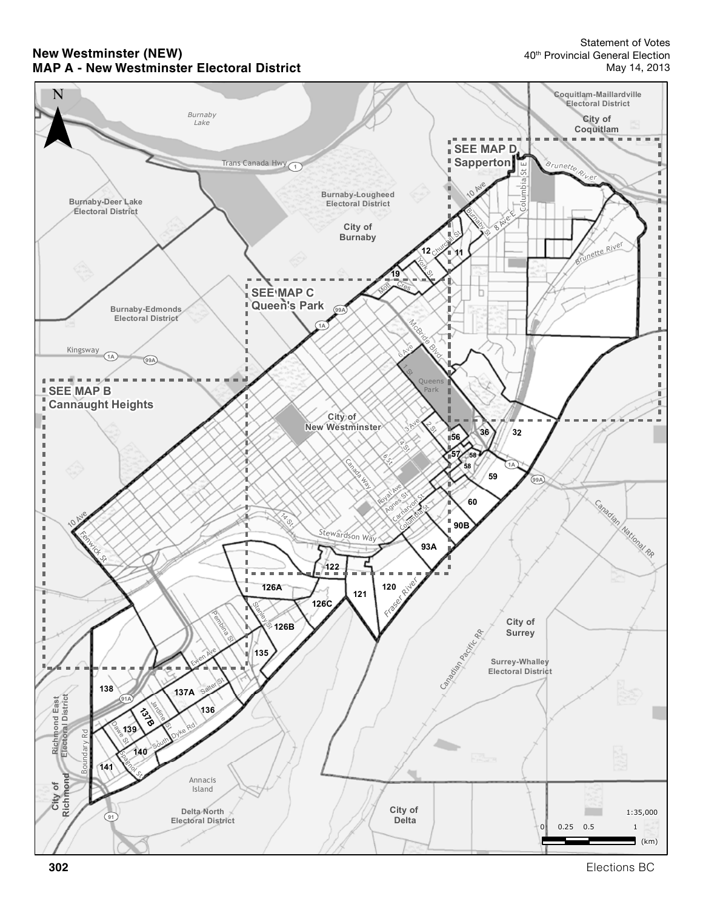# New Westminster (NEW)
## MAP A - New Westminster Electoral District

Statement of Votes
40th Provincial General Election
May 14, 2013

N

Burnaby Lake

Trans Canada Hwy 1

Coquitlam-Maillardville Electoral District

City of Coquitlam

SEE MAP D Sapperton

Burnaby-Deer Lake Electoral District

Burnaby-Lougheed Electoral District

City of Burnaby

Burnaby-Edmonds Electoral District

SEE MAP C Queen's Park

Kingsway 1A 99A

SEE MAP B Cannaught Heights

City of New Westminster

10 Ave, Burnaby St, 8 Ave E, Columbia St E, Churchill St, York St, Mott Cres, McBride Blvd, 6 Ave, 1 St, Queens Park, 3 Ave, 2 St, 4 St, 6 St, Canada Way, Royal Ave, Agnes St, Carnarvon St, Columbia St, 14 St, Stewardson Way, Fenwick St, Pembina St, Stanley St, Ewen Ave, Salter St, Jardine St, Dyke Rd, Dawe St, South, Spagnol St, Boundary Rd

Brunette River

Fraser River

11, 12, 19, 32, 36, 56, 57, 58, 58, 59, 60, 90B, 93A, 120, 121, 122, 126A, 126B, 126C, 135, 136, 137A, 137B, 138, 139, 140, 141

City of Surrey

Surrey-Whalley Electoral District

Canadian Pacific RR

Canadian National RR

Richmond East Electoral District

City of Richmond

Annacis Island

Delta North Electoral District

City of Delta

1:35,000

0 0.25 0.5 1 (km)

Elections BC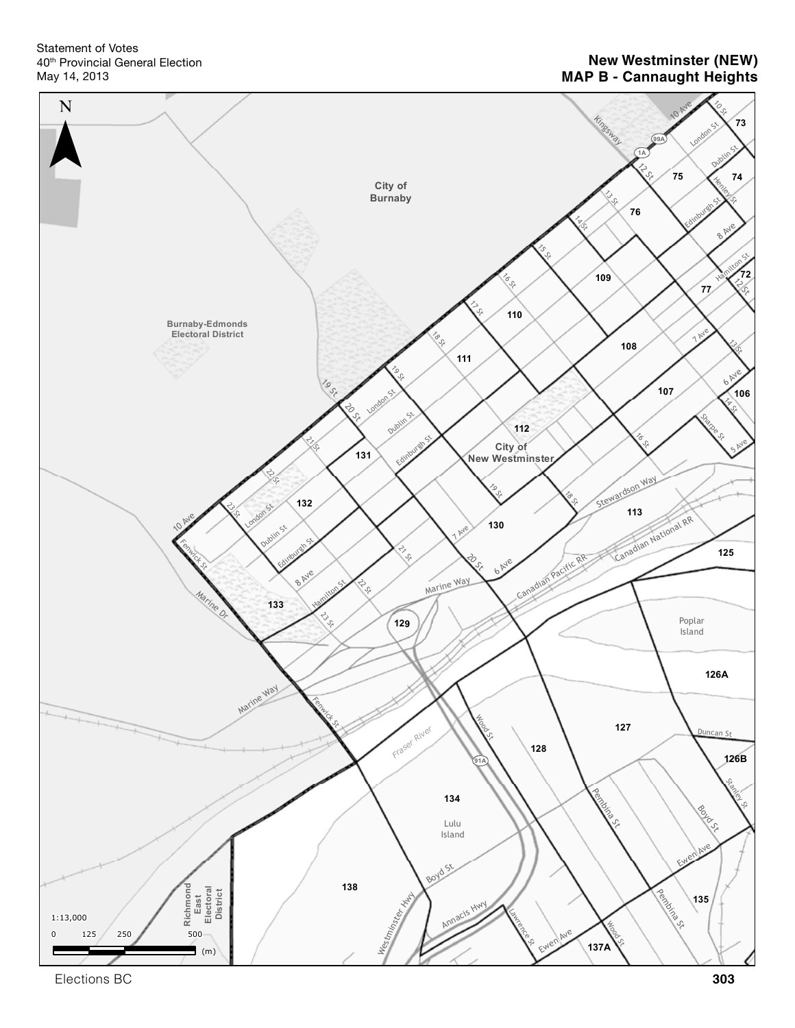Statement of Votes
40th Provincial General Election
May 14, 2013

# New Westminster (NEW)
## MAP B - Cannaught Heights

N

City of Burnaby

Burnaby-Edmonds Electoral District

City of New Westminster

Richmond East Electoral District

73 74 75 76 72 77 109 110 108 111 107 106 112 131 132 130 113 125 133 129 126A 127 128 126B 134 138 135 137A

10 Ave, 10 St, London St, Kingsway, 99A, 1A, 12 St, Dublin St, Henley St, 13 St, Edinburgh St, 14 St, 8 Ave, 15 St, Hamilton St, 12 St, 16 St, 17 St, 7 Ave, 13 St, 18 St, 6 Ave, 19 St, 14 St, 19 St, 20 St, London St, Sharpe St, Dublin St, 16 St, 5 Ave, 21 St, Edinburgh St, 22 St, 19 St, 18 St, Stewardson Way, 10 Ave, 23 St, London St, 7 Ave, Canadian National RR, Fenwick St, Dublin St, 21 St, Canadian Pacific RR, Edinburgh St, 20 St, 6 Ave, 8 Ave, Hamilton St, 22 St, Marine Way, Marine Dr, 23 St, Poplar Island, Marine Way, Fenwick St, Wood St, Duncan St, Fraser River, 91A, Pembina St, Stanley St, Lulu Island, Boyd St, Boyd St, Ewen Ave, Westminster Hwy, Annacis Hwy, Lawrence St, Pembina St, Ewen Ave, Wood St

1:13,000

0 125 250 500 (m)

Elections BC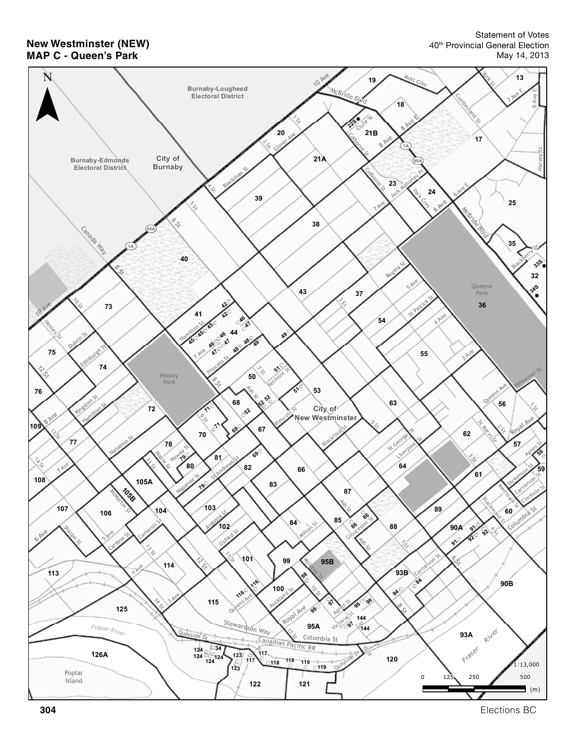# New Westminster (NEW)
## MAP C - Queen's Park

Statement of Votes
40th Provincial General Election
May 14, 2013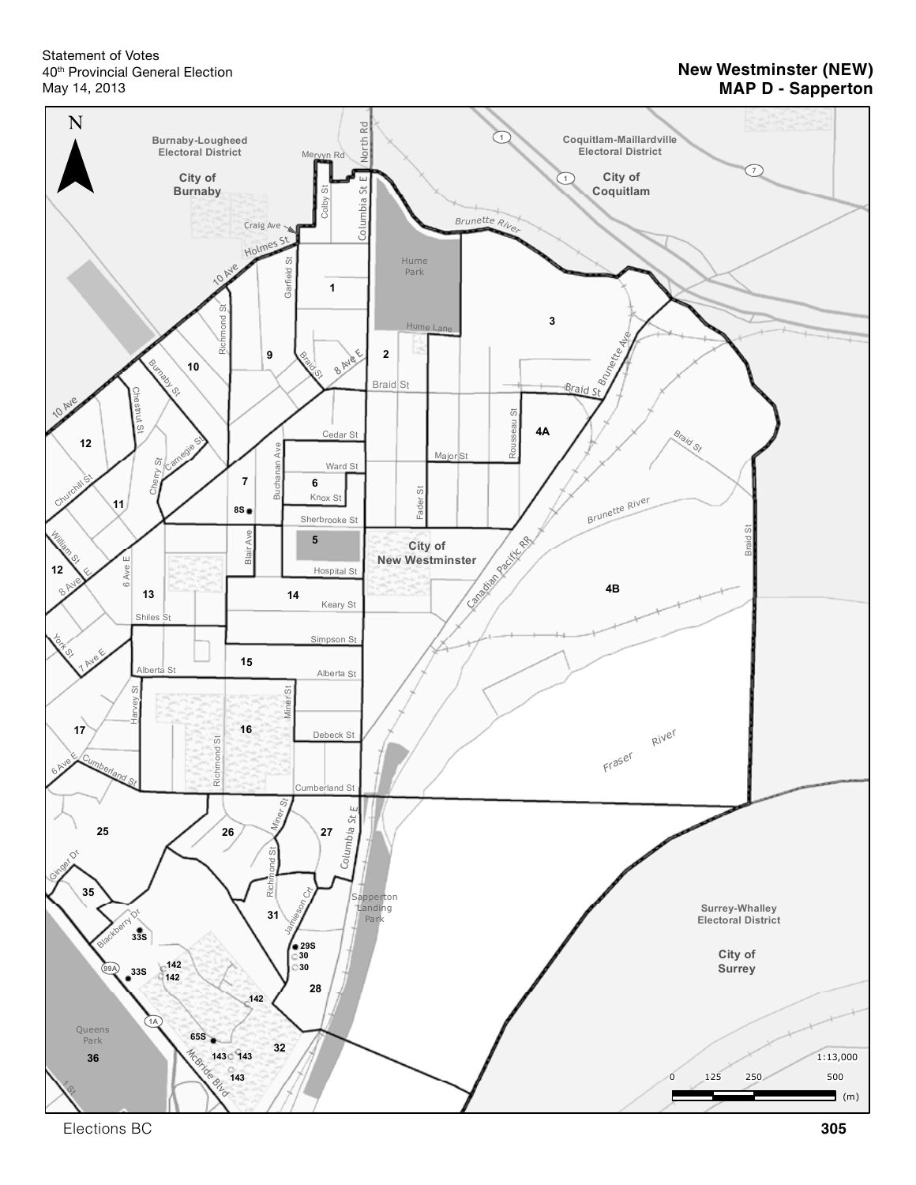Statement of Votes
40th Provincial General Election
May 14, 2013

# New Westminster (NEW)
## MAP D - Sapperton

N

Burnaby-Lougheed Electoral District

City of Burnaby

Coquitlam-Maillardville Electoral District

City of Coquitlam

City of New Westminster

Surrey-Whalley Electoral District

City of Surrey

Mervyn Rd, North Rd, Colby St, Columbia St E, Craig Ave, Holmes St, 10 Ave, Garfield St, Richmond St, Braid St, 8 Ave E, Burnaby St, Chestnut St, Cedar St, Ward St, Knox St, Sherbrooke St, Hospital St, Keary St, Simpson St, Alberta St, Debeck St, Cumberland St, Buchanan Ave, Blair Ave, Carnegie St, Cherry St, Churchill St, William St, 6 Ave E, Shiles St, York St, 7 Ave E, Harvey St, Miner St, Major St, Fader St, Rousseau St, Brunette Ave, Brunette River, Hume Park, Hume Lane, Canadian Pacific RR, Fraser River, Ginger Dr, Blackberry Dr, Jamieson Crt, Sapperton Landing Park, Queens Park, McBride Blvd, 1 St

1, 2, 3, 4A, 4B, 5, 6, 7, 8S, 9, 10, 11, 12, 13, 14, 15, 16, 17, 25, 26, 27, 28, 29S, 30, 31, 32, 33S, 35, 36, 65S, 142, 143

1:13,000

0 125 250 500 (m)

Elections BC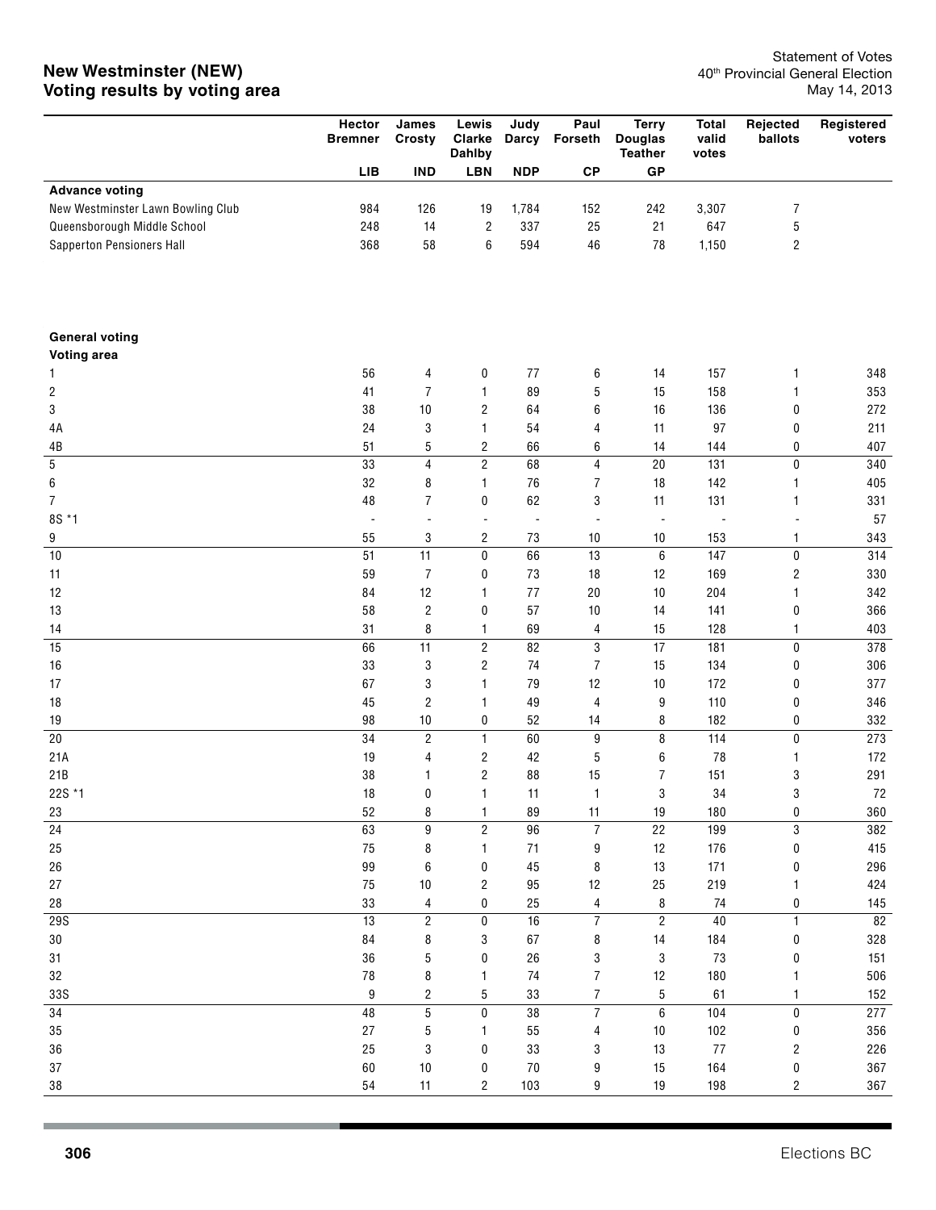## New Westminster (NEW)
## Voting results by voting area

Statement of Votes
40th Provincial General Election
May 14, 2013

| | Hector Bremner | James Crosty | Lewis Clarke Dahlby | Judy Darcy | Paul Forseth | Terry Douglas Teather | Total valid votes | Rejected ballots | Registered voters |
|---|---|---|---|---|---|---|---|---|---|
| | LIB | IND | LBN | NDP | CP | GP | | | |
| **Advance voting** | | | | | | | | | |
| New Westminster Lawn Bowling Club | 984 | 126 | 19 | 1,784 | 152 | 242 | 3,307 | 7 | |
| Queensborough Middle School | 248 | 14 | 2 | 337 | 25 | 21 | 647 | 5 | |
| Sapperton Pensioners Hall | 368 | 58 | 6 | 594 | 46 | 78 | 1,150 | 2 | |
| **General voting** | | | | | | | | | |
| **Voting area** | | | | | | | | | |
| 1 | 56 | 4 | 0 | 77 | 6 | 14 | 157 | 1 | 348 |
| 2 | 41 | 7 | 1 | 89 | 5 | 15 | 158 | 1 | 353 |
| 3 | 38 | 10 | 2 | 64 | 6 | 16 | 136 | 0 | 272 |
| 4A | 24 | 3 | 1 | 54 | 4 | 11 | 97 | 0 | 211 |
| 4B | 51 | 5 | 2 | 66 | 6 | 14 | 144 | 0 | 407 |
| 5 | 33 | 4 | 2 | 68 | 4 | 20 | 131 | 0 | 340 |
| 6 | 32 | 8 | 1 | 76 | 7 | 18 | 142 | 1 | 405 |
| 7 | 48 | 7 | 0 | 62 | 3 | 11 | 131 | 1 | 331 |
| 8S *1 | - | - | - | - | - | - | - | - | 57 |
| 9 | 55 | 3 | 2 | 73 | 10 | 10 | 153 | 1 | 343 |
| 10 | 51 | 11 | 0 | 66 | 13 | 6 | 147 | 0 | 314 |
| 11 | 59 | 7 | 0 | 73 | 18 | 12 | 169 | 2 | 330 |
| 12 | 84 | 12 | 1 | 77 | 20 | 10 | 204 | 1 | 342 |
| 13 | 58 | 2 | 0 | 57 | 10 | 14 | 141 | 0 | 366 |
| 14 | 31 | 8 | 1 | 69 | 4 | 15 | 128 | 1 | 403 |
| 15 | 66 | 11 | 2 | 82 | 3 | 17 | 181 | 0 | 378 |
| 16 | 33 | 3 | 2 | 74 | 7 | 15 | 134 | 0 | 306 |
| 17 | 67 | 3 | 1 | 79 | 12 | 10 | 172 | 0 | 377 |
| 18 | 45 | 2 | 1 | 49 | 4 | 9 | 110 | 0 | 346 |
| 19 | 98 | 10 | 0 | 52 | 14 | 8 | 182 | 0 | 332 |
| 20 | 34 | 2 | 1 | 60 | 9 | 8 | 114 | 0 | 273 |
| 21A | 19 | 4 | 2 | 42 | 5 | 6 | 78 | 1 | 172 |
| 21B | 38 | 1 | 2 | 88 | 15 | 7 | 151 | 3 | 291 |
| 22S *1 | 18 | 0 | 1 | 11 | 1 | 3 | 34 | 3 | 72 |
| 23 | 52 | 8 | 1 | 89 | 11 | 19 | 180 | 0 | 360 |
| 24 | 63 | 9 | 2 | 96 | 7 | 22 | 199 | 3 | 382 |
| 25 | 75 | 8 | 1 | 71 | 9 | 12 | 176 | 0 | 415 |
| 26 | 99 | 6 | 0 | 45 | 8 | 13 | 171 | 0 | 296 |
| 27 | 75 | 10 | 2 | 95 | 12 | 25 | 219 | 1 | 424 |
| 28 | 33 | 4 | 0 | 25 | 4 | 8 | 74 | 0 | 145 |
| 29S | 13 | 2 | 0 | 16 | 7 | 2 | 40 | 1 | 82 |
| 30 | 84 | 8 | 3 | 67 | 8 | 14 | 184 | 0 | 328 |
| 31 | 36 | 5 | 0 | 26 | 3 | 3 | 73 | 0 | 151 |
| 32 | 78 | 8 | 1 | 74 | 7 | 12 | 180 | 1 | 506 |
| 33S | 9 | 2 | 5 | 33 | 7 | 5 | 61 | 1 | 152 |
| 34 | 48 | 5 | 0 | 38 | 7 | 6 | 104 | 0 | 277 |
| 35 | 27 | 5 | 1 | 55 | 4 | 10 | 102 | 0 | 356 |
| 36 | 25 | 3 | 0 | 33 | 3 | 13 | 77 | 2 | 226 |
| 37 | 60 | 10 | 0 | 70 | 9 | 15 | 164 | 0 | 367 |
| 38 | 54 | 11 | 2 | 103 | 9 | 19 | 198 | 2 | 367 |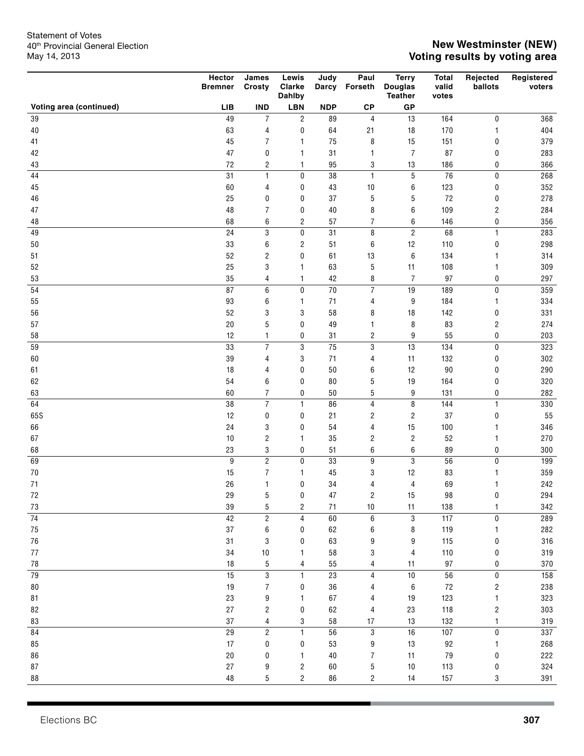Statement of Votes
40th Provincial General Election
May 14, 2013

## New Westminster (NEW)
## Voting results by voting area

| Voting area (continued) | Hector Bremner LIB | James Crosty IND | Lewis Clarke Dahlby LBN | Judy Darcy NDP | Paul Forseth CP | Terry Douglas Teather GP | Total valid votes | Rejected ballots | Registered voters |
|---|---|---|---|---|---|---|---|---|---|
| 39 | 49 | 7 | 2 | 89 | 4 | 13 | 164 | 0 | 368 |
| 40 | 63 | 4 | 0 | 64 | 21 | 18 | 170 | 1 | 404 |
| 41 | 45 | 7 | 1 | 75 | 8 | 15 | 151 | 0 | 379 |
| 42 | 47 | 0 | 1 | 31 | 1 | 7 | 87 | 0 | 283 |
| 43 | 72 | 2 | 1 | 95 | 3 | 13 | 186 | 0 | 366 |
| 44 | 31 | 1 | 0 | 38 | 1 | 5 | 76 | 0 | 268 |
| 45 | 60 | 4 | 0 | 43 | 10 | 6 | 123 | 0 | 352 |
| 46 | 25 | 0 | 0 | 37 | 5 | 5 | 72 | 0 | 278 |
| 47 | 48 | 7 | 0 | 40 | 8 | 6 | 109 | 2 | 284 |
| 48 | 68 | 6 | 2 | 57 | 7 | 6 | 146 | 0 | 356 |
| 49 | 24 | 3 | 0 | 31 | 8 | 2 | 68 | 1 | 283 |
| 50 | 33 | 6 | 2 | 51 | 6 | 12 | 110 | 0 | 298 |
| 51 | 52 | 2 | 0 | 61 | 13 | 6 | 134 | 1 | 314 |
| 52 | 25 | 3 | 1 | 63 | 5 | 11 | 108 | 1 | 309 |
| 53 | 35 | 4 | 1 | 42 | 8 | 7 | 97 | 0 | 297 |
| 54 | 87 | 6 | 0 | 70 | 7 | 19 | 189 | 0 | 359 |
| 55 | 93 | 6 | 1 | 71 | 4 | 9 | 184 | 1 | 334 |
| 56 | 52 | 3 | 3 | 58 | 8 | 18 | 142 | 0 | 331 |
| 57 | 20 | 5 | 0 | 49 | 1 | 8 | 83 | 2 | 274 |
| 58 | 12 | 1 | 0 | 31 | 2 | 9 | 55 | 0 | 203 |
| 59 | 33 | 7 | 3 | 75 | 3 | 13 | 134 | 0 | 323 |
| 60 | 39 | 4 | 3 | 71 | 4 | 11 | 132 | 0 | 302 |
| 61 | 18 | 4 | 0 | 50 | 6 | 12 | 90 | 0 | 290 |
| 62 | 54 | 6 | 0 | 80 | 5 | 19 | 164 | 0 | 320 |
| 63 | 60 | 7 | 0 | 50 | 5 | 9 | 131 | 0 | 282 |
| 64 | 38 | 7 | 1 | 86 | 4 | 8 | 144 | 1 | 330 |
| 65S | 12 | 0 | 0 | 21 | 2 | 2 | 37 | 0 | 55 |
| 66 | 24 | 3 | 0 | 54 | 4 | 15 | 100 | 1 | 346 |
| 67 | 10 | 2 | 1 | 35 | 2 | 2 | 52 | 1 | 270 |
| 68 | 23 | 3 | 0 | 51 | 6 | 6 | 89 | 0 | 300 |
| 69 | 9 | 2 | 0 | 33 | 9 | 3 | 56 | 0 | 199 |
| 70 | 15 | 7 | 1 | 45 | 3 | 12 | 83 | 1 | 359 |
| 71 | 26 | 1 | 0 | 34 | 4 | 4 | 69 | 1 | 242 |
| 72 | 29 | 5 | 0 | 47 | 2 | 15 | 98 | 0 | 294 |
| 73 | 39 | 5 | 2 | 71 | 10 | 11 | 138 | 1 | 342 |
| 74 | 42 | 2 | 4 | 60 | 6 | 3 | 117 | 0 | 289 |
| 75 | 37 | 6 | 0 | 62 | 6 | 8 | 119 | 1 | 282 |
| 76 | 31 | 3 | 0 | 63 | 9 | 9 | 115 | 0 | 316 |
| 77 | 34 | 10 | 1 | 58 | 3 | 4 | 110 | 0 | 319 |
| 78 | 18 | 5 | 4 | 55 | 4 | 11 | 97 | 0 | 370 |
| 79 | 15 | 3 | 1 | 23 | 4 | 10 | 56 | 0 | 158 |
| 80 | 19 | 7 | 0 | 36 | 4 | 6 | 72 | 2 | 238 |
| 81 | 23 | 9 | 1 | 67 | 4 | 19 | 123 | 1 | 323 |
| 82 | 27 | 2 | 0 | 62 | 4 | 23 | 118 | 2 | 303 |
| 83 | 37 | 4 | 3 | 58 | 17 | 13 | 132 | 1 | 319 |
| 84 | 29 | 2 | 1 | 56 | 3 | 16 | 107 | 0 | 337 |
| 85 | 17 | 0 | 0 | 53 | 9 | 13 | 92 | 1 | 268 |
| 86 | 20 | 0 | 1 | 40 | 7 | 11 | 79 | 0 | 222 |
| 87 | 27 | 9 | 2 | 60 | 5 | 10 | 113 | 0 | 324 |
| 88 | 48 | 5 | 2 | 86 | 2 | 14 | 157 | 3 | 391 |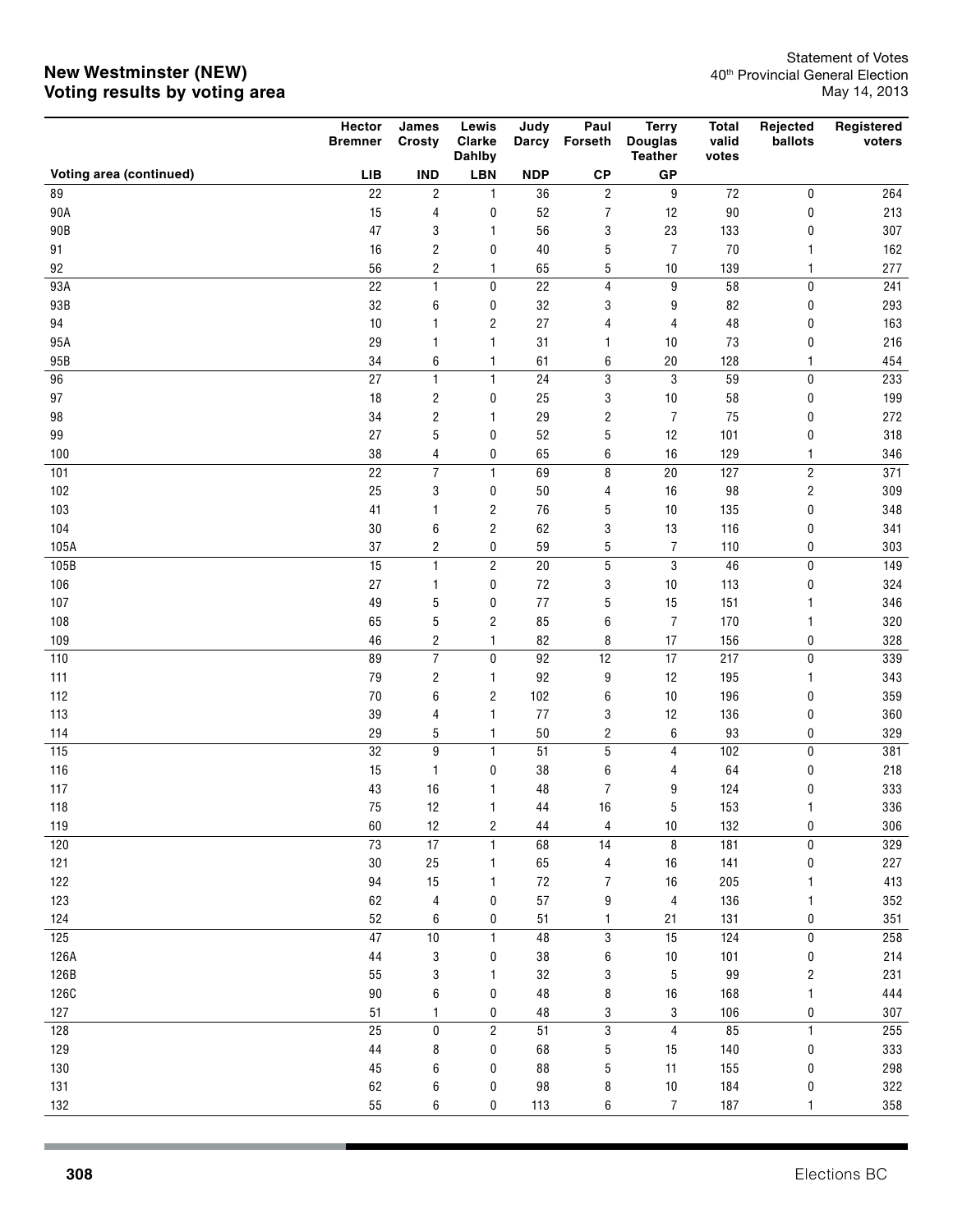## New Westminster (NEW)
## Voting results by voting area

Statement of Votes
40th Provincial General Election
May 14, 2013

| | Hector Bremner | James Crosty | Lewis Clarke Dahlby | Judy Darcy | Paul Forseth | Terry Douglas Teather | Total valid votes | Rejected ballots | Registered voters |
|---|---|---|---|---|---|---|---|---|---|
| **Voting area (continued)** | **LIB** | **IND** | **LBN** | **NDP** | **CP** | **GP** | | | |
| 89 | 22 | 2 | 1 | 36 | 2 | 9 | 72 | 0 | 264 |
| 90A | 15 | 4 | 0 | 52 | 7 | 12 | 90 | 0 | 213 |
| 90B | 47 | 3 | 1 | 56 | 3 | 23 | 133 | 0 | 307 |
| 91 | 16 | 2 | 0 | 40 | 5 | 7 | 70 | 1 | 162 |
| 92 | 56 | 2 | 1 | 65 | 5 | 10 | 139 | 1 | 277 |
| 93A | 22 | 1 | 0 | 22 | 4 | 9 | 58 | 0 | 241 |
| 93B | 32 | 6 | 0 | 32 | 3 | 9 | 82 | 0 | 293 |
| 94 | 10 | 1 | 2 | 27 | 4 | 4 | 48 | 0 | 163 |
| 95A | 29 | 1 | 1 | 31 | 1 | 10 | 73 | 0 | 216 |
| 95B | 34 | 6 | 1 | 61 | 6 | 20 | 128 | 1 | 454 |
| 96 | 27 | 1 | 1 | 24 | 3 | 3 | 59 | 0 | 233 |
| 97 | 18 | 2 | 0 | 25 | 3 | 10 | 58 | 0 | 199 |
| 98 | 34 | 2 | 1 | 29 | 2 | 7 | 75 | 0 | 272 |
| 99 | 27 | 5 | 0 | 52 | 5 | 12 | 101 | 0 | 318 |
| 100 | 38 | 4 | 0 | 65 | 6 | 16 | 129 | 1 | 346 |
| 101 | 22 | 7 | 1 | 69 | 8 | 20 | 127 | 2 | 371 |
| 102 | 25 | 3 | 0 | 50 | 4 | 16 | 98 | 2 | 309 |
| 103 | 41 | 1 | 2 | 76 | 5 | 10 | 135 | 0 | 348 |
| 104 | 30 | 6 | 2 | 62 | 3 | 13 | 116 | 0 | 341 |
| 105A | 37 | 2 | 0 | 59 | 5 | 7 | 110 | 0 | 303 |
| 105B | 15 | 1 | 2 | 20 | 5 | 3 | 46 | 0 | 149 |
| 106 | 27 | 1 | 0 | 72 | 3 | 10 | 113 | 0 | 324 |
| 107 | 49 | 5 | 0 | 77 | 5 | 15 | 151 | 1 | 346 |
| 108 | 65 | 5 | 2 | 85 | 6 | 7 | 170 | 1 | 320 |
| 109 | 46 | 2 | 1 | 82 | 8 | 17 | 156 | 0 | 328 |
| 110 | 89 | 7 | 0 | 92 | 12 | 17 | 217 | 0 | 339 |
| 111 | 79 | 2 | 1 | 92 | 9 | 12 | 195 | 1 | 343 |
| 112 | 70 | 6 | 2 | 102 | 6 | 10 | 196 | 0 | 359 |
| 113 | 39 | 4 | 1 | 77 | 3 | 12 | 136 | 0 | 360 |
| 114 | 29 | 5 | 1 | 50 | 2 | 6 | 93 | 0 | 329 |
| 115 | 32 | 9 | 1 | 51 | 5 | 4 | 102 | 0 | 381 |
| 116 | 15 | 1 | 0 | 38 | 6 | 4 | 64 | 0 | 218 |
| 117 | 43 | 16 | 1 | 48 | 7 | 9 | 124 | 0 | 333 |
| 118 | 75 | 12 | 1 | 44 | 16 | 5 | 153 | 1 | 336 |
| 119 | 60 | 12 | 2 | 44 | 4 | 10 | 132 | 0 | 306 |
| 120 | 73 | 17 | 1 | 68 | 14 | 8 | 181 | 0 | 329 |
| 121 | 30 | 25 | 1 | 65 | 4 | 16 | 141 | 0 | 227 |
| 122 | 94 | 15 | 1 | 72 | 7 | 16 | 205 | 1 | 413 |
| 123 | 62 | 4 | 0 | 57 | 9 | 4 | 136 | 1 | 352 |
| 124 | 52 | 6 | 0 | 51 | 1 | 21 | 131 | 0 | 351 |
| 125 | 47 | 10 | 1 | 48 | 3 | 15 | 124 | 0 | 258 |
| 126A | 44 | 3 | 0 | 38 | 6 | 10 | 101 | 0 | 214 |
| 126B | 55 | 3 | 1 | 32 | 3 | 5 | 99 | 2 | 231 |
| 126C | 90 | 6 | 0 | 48 | 8 | 16 | 168 | 1 | 444 |
| 127 | 51 | 1 | 0 | 48 | 3 | 3 | 106 | 0 | 307 |
| 128 | 25 | 0 | 2 | 51 | 3 | 4 | 85 | 1 | 255 |
| 129 | 44 | 8 | 0 | 68 | 5 | 15 | 140 | 0 | 333 |
| 130 | 45 | 6 | 0 | 88 | 5 | 11 | 155 | 0 | 298 |
| 131 | 62 | 6 | 0 | 98 | 8 | 10 | 184 | 0 | 322 |
| 132 | 55 | 6 | 0 | 113 | 6 | 7 | 187 | 1 | 358 |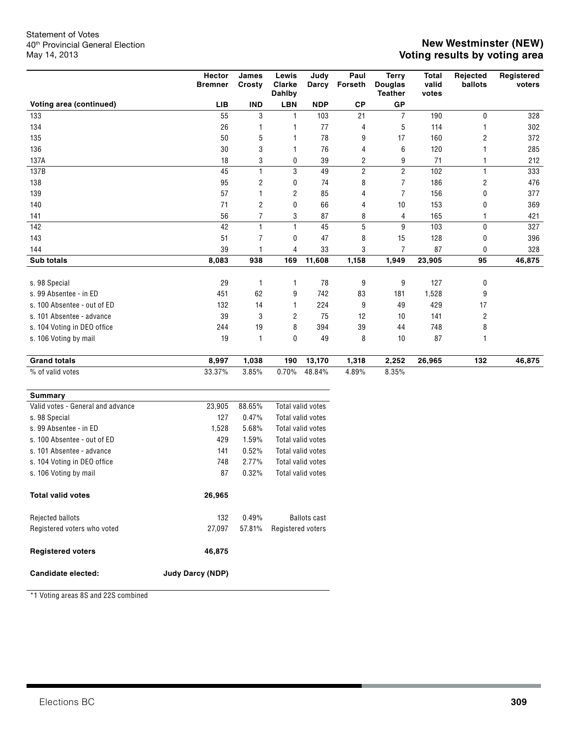Statement of Votes
40th Provincial General Election
May 14, 2013

## New Westminster (NEW)
## Voting results by voting area

| Voting area (continued) | Hector Bremner LIB | James Crosty IND | Lewis Clarke Dahlby LBN | Judy Darcy NDP | Paul Forseth CP | Terry Douglas Teather GP | Total valid votes | Rejected ballots | Registered voters |
|---|---|---|---|---|---|---|---|---|---|
| 133 | 55 | 3 | 1 | 103 | 21 | 7 | 190 | 0 | 328 |
| 134 | 26 | 1 | 1 | 77 | 4 | 5 | 114 | 1 | 302 |
| 135 | 50 | 5 | 1 | 78 | 9 | 17 | 160 | 2 | 372 |
| 136 | 30 | 3 | 1 | 76 | 4 | 6 | 120 | 1 | 285 |
| 137A | 18 | 3 | 0 | 39 | 2 | 9 | 71 | 1 | 212 |
| 137B | 45 | 1 | 3 | 49 | 2 | 2 | 102 | 1 | 333 |
| 138 | 95 | 2 | 0 | 74 | 8 | 7 | 186 | 2 | 476 |
| 139 | 57 | 1 | 2 | 85 | 4 | 7 | 156 | 0 | 377 |
| 140 | 71 | 2 | 0 | 66 | 4 | 10 | 153 | 0 | 369 |
| 141 | 56 | 7 | 3 | 87 | 8 | 4 | 165 | 1 | 421 |
| 142 | 42 | 1 | 1 | 45 | 5 | 9 | 103 | 0 | 327 |
| 143 | 51 | 7 | 0 | 47 | 8 | 15 | 128 | 0 | 396 |
| 144 | 39 | 1 | 4 | 33 | 3 | 7 | 87 | 0 | 328 |
| **Sub totals** | **8,083** | **938** | **169** | **11,608** | **1,158** | **1,949** | **23,905** | **95** | **46,875** |
| s. 98 Special | 29 | 1 | 1 | 78 | 9 | 9 | 127 | 0 | |
| s. 99 Absentee - in ED | 451 | 62 | 9 | 742 | 83 | 181 | 1,528 | 9 | |
| s. 100 Absentee - out of ED | 132 | 14 | 1 | 224 | 9 | 49 | 429 | 17 | |
| s. 101 Absentee - advance | 39 | 3 | 2 | 75 | 12 | 10 | 141 | 2 | |
| s. 104 Voting in DEO office | 244 | 19 | 8 | 394 | 39 | 44 | 748 | 8 | |
| s. 106 Voting by mail | 19 | 1 | 0 | 49 | 8 | 10 | 87 | 1 | |
| **Grand totals** | **8,997** | **1,038** | **190** | **13,170** | **1,318** | **2,252** | **26,965** | **132** | **46,875** |
| % of valid votes | 33.37% | 3.85% | 0.70% | 48.84% | 4.89% | 8.35% | | | |

| **Summary** | | | |
|---|---|---|---|
| Valid votes - General and advance | 23,905 | 88.65% | Total valid votes |
| s. 98 Special | 127 | 0.47% | Total valid votes |
| s. 99 Absentee - in ED | 1,528 | 5.68% | Total valid votes |
| s. 100 Absentee - out of ED | 429 | 1.59% | Total valid votes |
| s. 101 Absentee - advance | 141 | 0.52% | Total valid votes |
| s. 104 Voting in DEO office | 748 | 2.77% | Total valid votes |
| s. 106 Voting by mail | 87 | 0.32% | Total valid votes |
| **Total valid votes** | **26,965** | | |
| Rejected ballots | 132 | 0.49% | Ballots cast |
| Registered voters who voted | 27,097 | 57.81% | Registered voters |
| **Registered voters** | **46,875** | | |
| **Candidate elected:** | **Judy Darcy (NDP)** | | |

*1 Voting areas 8S and 22S combined